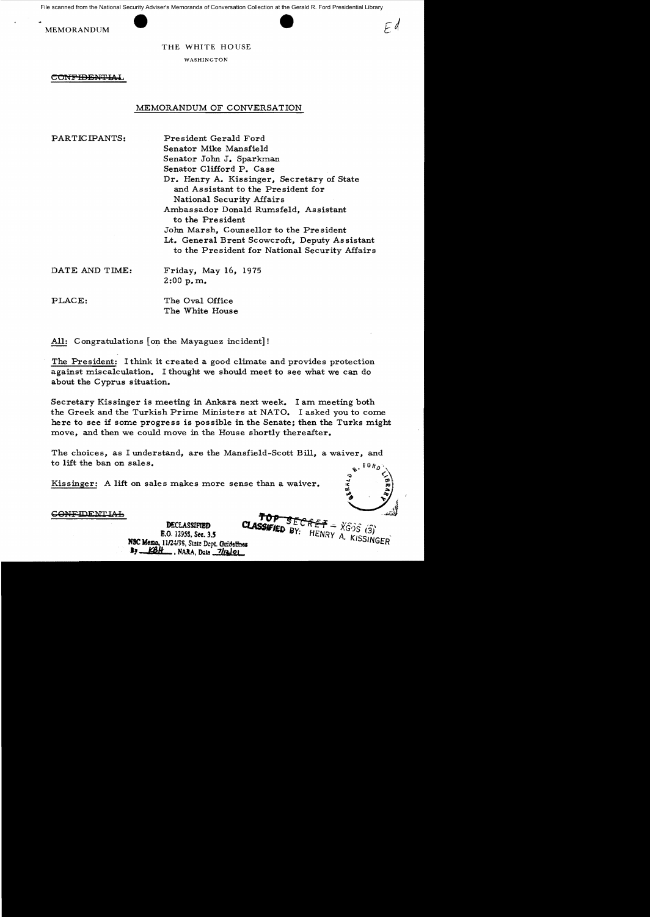File scanned from the National Security Adviser's Memoranda of Conversation Collection at the Gerald R. Ford Presidential Library

MEMORANDUM

THE WHITE HOUSE

WASHINGTON

~~CONFIDENTIAL~~

## MEMORANDUM OF CONVERSATION

PARTICIPANTS: President Gerald Ford
Senator Mike Mansfield
Senator John J. Sparkman
Senator Clifford P. Case
Dr. Henry A. Kissinger, Secretary of State and Assistant to the President for National Security Affairs
Ambassador Donald Rumsfeld, Assistant to the President
John Marsh, Counsellor to the President
Lt. General Brent Scowcroft, Deputy Assistant to the President for National Security Affairs

DATE AND TIME: Friday, May 16, 1975
2:00 p.m.

PLACE: The Oval Office
The White House

All: Congratulations [on the Mayaguez incident]!

The President: I think it created a good climate and provides protection against miscalculation. I thought we should meet to see what we can do about the Cyprus situation.

Secretary Kissinger is meeting in Ankara next week. I am meeting both the Greek and the Turkish Prime Ministers at NATO. I asked you to come here to see if some progress is possible in the Senate; then the Turks might move, and then we could move in the House shortly thereafter.

The choices, as I understand, are the Mansfield-Scott Bill, a waiver, and to lift the ban on sales.

Kissinger: A lift on sales makes more sense than a waiver.

~~CONFIDENTIAL~~

DECLASSIFIED
E.O. 12958, Sec. 3.5
NSC Memo, 11/24/98, State Dept. Guidelines
By KBH, NARA, Date 7/12/01

~~TOP SECRET~~ – XGDS (3)
CLASSIFIED BY: HENRY A. KISSINGER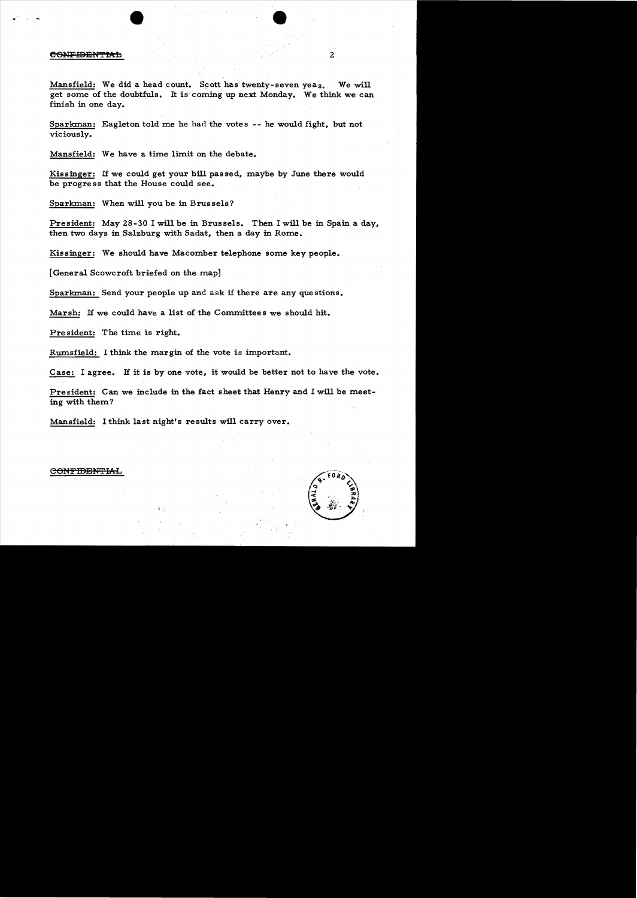Mansfield: We did a head count. Scott has twenty-seven yeas. We will get some of the doubtfuls. It is coming up next Monday. We think we can finish in one day.

Sparkman: Eagleton told me he had the votes -- he would fight, but not viciously.

Mansfield: We have a time limit on the debate.

Kissinger: If we could get your bill passed, maybe by June there would be progress that the House could see.

Sparkman: When will you be in Brussels?

President: May 28-30 I will be in Brussels. Then I will be in Spain a day, then two days in Salzburg with Sadat, then a day in Rome.

Kissinger: We should have Macomber telephone some key people.

[General Scowcroft briefed on the map]

Sparkman: Send your people up and ask if there are any questions.

Marsh: If we could have a list of the Committees we should hit.

President: The time is right.

Rumsfeld: I think the margin of the vote is important.

Case: I agree. If it is by one vote, it would be better not to have the vote.

President: Can we include in the fact sheet that Henry and I will be meeting with them?

Mansfield: I think last night's results will carry over.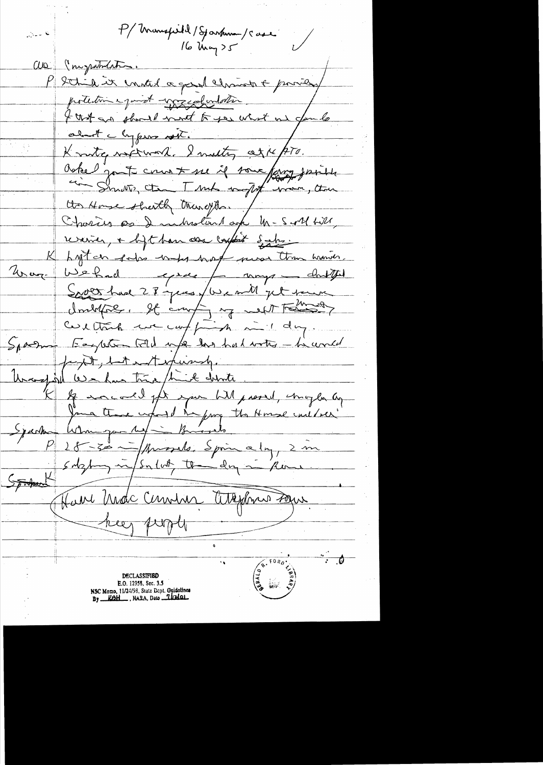P/Mansfield/Sparkman/Case
16 May 75

all Congratulations.

P I think it created a good climate & provides protection against miscalculation.
I that we should want to see what we can do about Cyprus sit.

K wrote afterward. I meeting at NATO.
Asked you to come & see if some program possible in Senate, then Turks might move, then the House shortly thereafter.

Church as I understand aid M-Scott bill, waiver, & lift ban on contract sales.

K lift on sales maybe more than waiver.

Mansf. We had agree — maybe — doubtful
Scott had 28 yeas, we will get some doubtfuls. If anything we ... 
Case think we can finish in 1 day.

Sparkman Eagleton told me he had votes — he would fight, but not vigorously.

Mansfield We have time limit debate

K If we could get your bill passed, maybe by June there would be more the House could ...

Sparkman When you be in Brussels

P 28-30 in Brussels. Spain a day, 2 in Salzburg in Salzburg, then day in Rome.

Sparkman K

Have Mac Cumber telephone your key people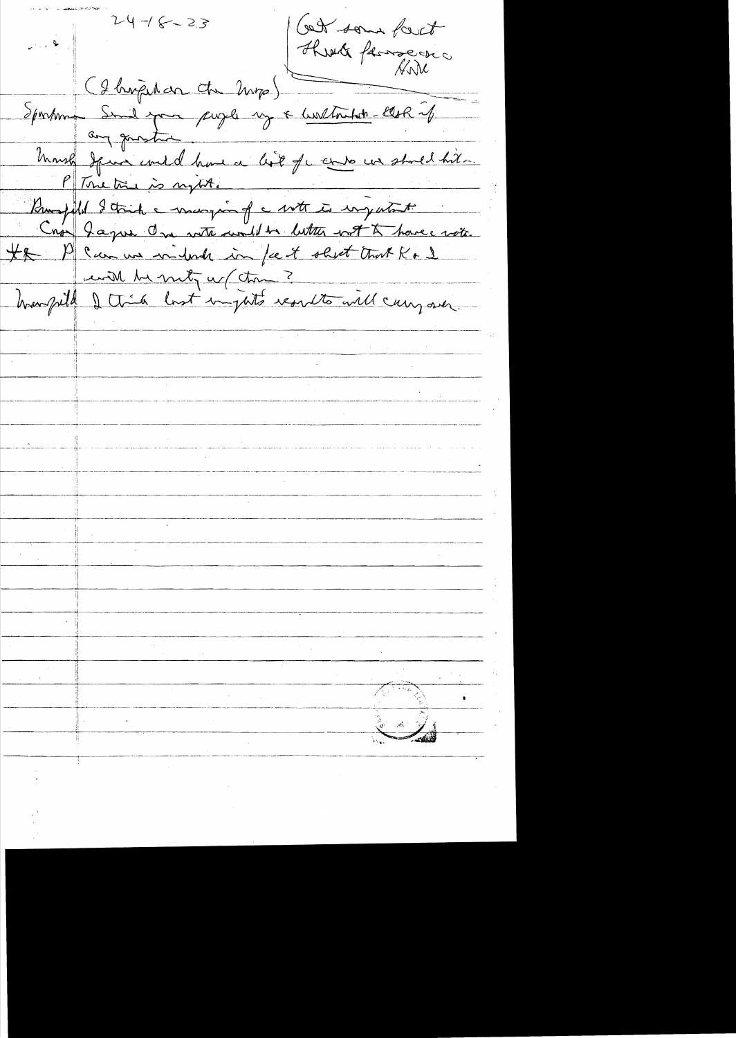24-8-23

Get some fact
Street Francisco
Hill

(I briefed on the Mayo)

Sparkman Send your people up & Washington - ask if any question.

Marsh Javits could have a list of ends we should hit.

P True this is right.

Mansfield I think a margin of a vote is important.

Case I agree. One vote would be better not to have a vote.

** P Can we include in fact sheet that K & I will be meeting w/ them?

Mansfield I think last night's results will carry over.